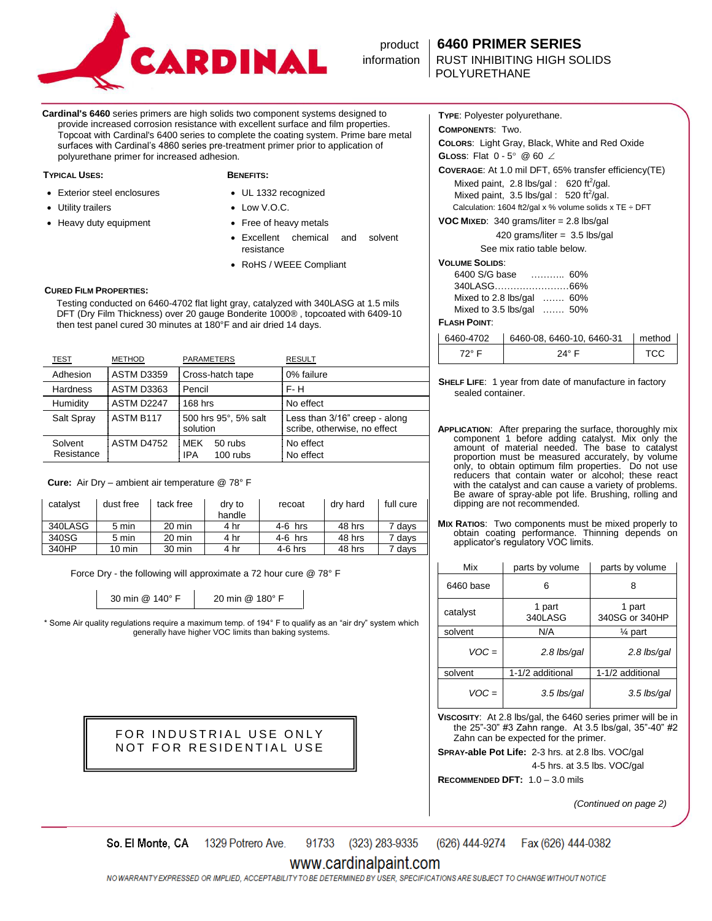# CARDINAL

product information

## 6460 PRIMER SERIES

RUST INHIBITING HIGH SOLIDS POLYURETHANE

**Cardinal's 6460** series primers are high solids two component systems designed to provide increased corrosion resistance with excellent surface and film properties. Topcoat with Cardinal's 6400 series to complete the coating system. Prime bare metal surfaces with Cardinal's 4860 series pre-treatment primer prior to application of polyurethane primer for increased adhesion.

**TYPICAL USES:**

- Exterior steel enclosures
- Utility trailers
- Heavy duty equipment

**BENEFITS:**

- UL 1332 recognized
- Low V.O.C.
- Free of heavy metals
- Excellent chemical and solvent resistance
- RoHS / WEEE Compliant

**CURED FILM PROPERTIES:**

Testing conducted on 6460-4702 flat light gray, catalyzed with 340LASG at 1.5 mils DFT (Dry Film Thickness) over 20 gauge Bonderite 1000®, topcoated with 6409-10 then test panel cured 30 minutes at 180°F and air dried 14 days.

| TEST | METHOD | PARAMETERS | RESULT |
|---|---|---|---|
| Adhesion | ASTM D3359 | Cross-hatch tape | 0% failure |
| Hardness | ASTM D3363 | Pencil | F- H |
| Humidity | ASTM D2247 | 168 hrs | No effect |
| Salt Spray | ASTM B117 | 500 hrs 95°, 5% salt solution | Less than 3/16" creep - along scribe, otherwise, no effect |
| Solvent Resistance | ASTM D4752 | MEK 50 rubs<br>IPA 100 rubs | No effect<br>No effect |

**Cure:** Air Dry – ambient air temperature @ 78° F

| catalyst | dust free | tack free | dry to handle | recoat | dry hard | full cure |
|---|---|---|---|---|---|---|
| 340LASG | 5 min | 20 min | 4 hr | 4-6 hrs | 48 hrs | 7 days |
| 340SG | 5 min | 20 min | 4 hr | 4-6 hrs | 48 hrs | 7 days |
| 340HP | 10 min | 30 min | 4 hr | 4-6 hrs | 48 hrs | 7 days |

Force Dry - the following will approximate a 72 hour cure @ 78° F

| 30 min @ 140° F | 20 min @ 180° F |
|---|---|

\* Some Air quality regulations require a maximum temp. of 194° F to qualify as an "air dry" system which generally have higher VOC limits than baking systems.

**FOR INDUSTRIAL USE ONLY**
**NOT FOR RESIDENTIAL USE**

**TYPE**: Polyester polyurethane.

**COMPONENTS**: Two.

**COLORS**: Light Gray, Black, White and Red Oxide

**GLOSS**: Flat 0 - 5° @ 60 ∠

**COVERAGE**: At 1.0 mil DFT, 65% transfer efficiency(TE)

Mixed paint, 2.8 lbs/gal : 620 ft$^2$/gal.
Mixed paint, 3.5 lbs/gal : 520 ft$^2$/gal.
Calculation: 1604 ft2/gal x % volume solids x TE ÷ DFT

**VOC MIXED**: 340 grams/liter = 2.8 lbs/gal
420 grams/liter = 3.5 lbs/gal
See mix ratio table below.

**VOLUME SOLIDS**:

6400 S/G base ……….. 60%
340LASG……………………66%
Mixed to 2.8 lbs/gal ……. 60%
Mixed to 3.5 lbs/gal ……. 50%

**FLASH POINT**:

| 6460-4702 | 6460-08, 6460-10, 6460-31 | method |
|---|---|---|
| 72° F | 24° F | TCC |

**SHELF LIFE**: 1 year from date of manufacture in factory sealed container.

**APPLICATION**: After preparing the surface, thoroughly mix component 1 before adding catalyst. Mix only the amount of material needed. The base to catalyst proportion must be measured accurately, by volume only, to obtain optimum film properties. Do not use reducers that contain water or alcohol; these react with the catalyst and can cause a variety of problems. Be aware of spray-able pot life. Brushing, rolling and dipping are not recommended.

**MIX RATIOS**: Two components must be mixed properly to obtain coating performance. Thinning depends on applicator's regulatory VOC limits.

| Mix | parts by volume | parts by volume |
|---|---|---|
| 6460 base | 6 | 8 |
| catalyst | 1 part<br>340LASG | 1 part<br>340SG or 340HP |
| solvent | N/A | ¼ part |
| *VOC =* | *2.8 lbs/gal* | *2.8 lbs/gal* |
| solvent | 1-1/2 additional | 1-1/2 additional |
| *VOC =* | *3.5 lbs/gal* | *3.5 lbs/gal* |

**VISCOSITY**: At 2.8 lbs/gal, the 6460 series primer will be in the 25"-30" #3 Zahn range. At 3.5 lbs/gal, 35"-40" #2 Zahn can be expected for the primer.

**SPRAY-able Pot Life:** 2-3 hrs. at 2.8 lbs. VOC/gal
4-5 hrs. at 3.5 lbs. VOC/gal

**RECOMMENDED DFT:** 1.0 – 3.0 mils

*(Continued on page 2)*

So. El Monte, CA 1329 Potrero Ave. 91733 (323) 283-9335 (626) 444-9274 Fax (626) 444-0382

www.cardinalpaint.com

NO WARRANTY EXPRESSED OR IMPLIED, ACCEPTABILITY TO BE DETERMINED BY USER, SPECIFICATIONS ARE SUBJECT TO CHANGE WITHOUT NOTICE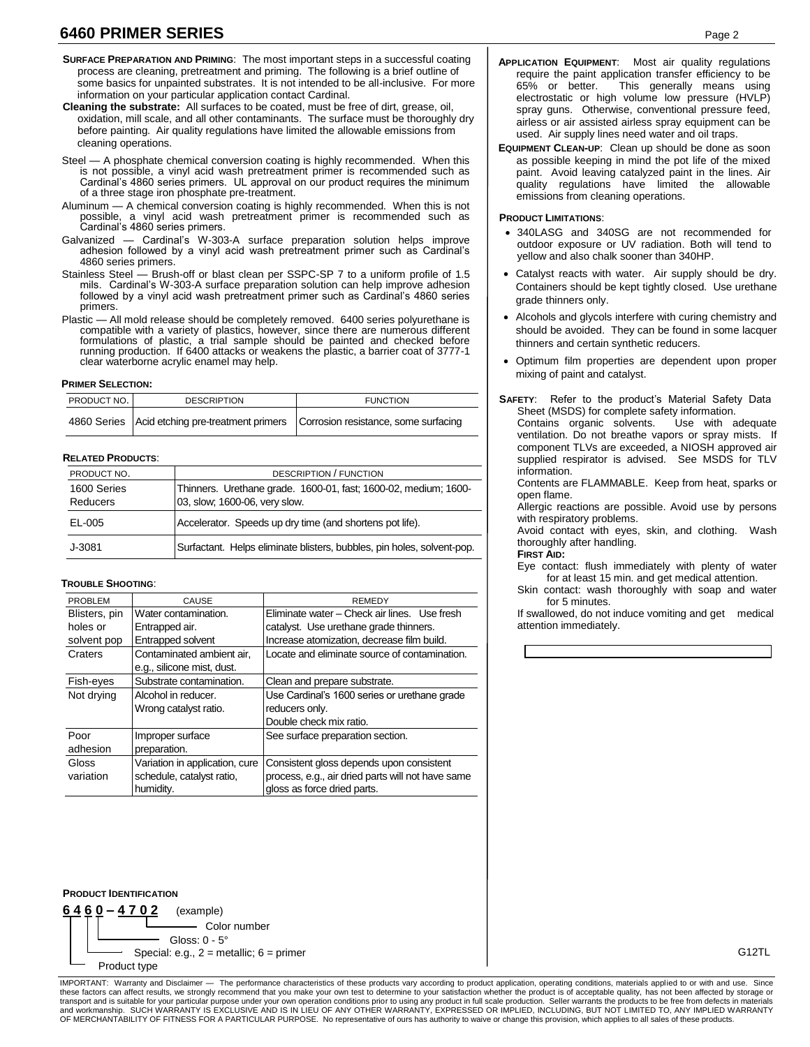# 6460 PRIMER SERIES

**SURFACE PREPARATION AND PRIMING**: The most important steps in a successful coating process are cleaning, pretreatment and priming. The following is a brief outline of some basics for unpainted substrates. It is not intended to be all-inclusive. For more information on your particular application contact Cardinal.

**Cleaning the substrate:** All surfaces to be coated, must be free of dirt, grease, oil, oxidation, mill scale, and all other contaminants. The surface must be thoroughly dry before painting. Air quality regulations have limited the allowable emissions from cleaning operations.

Steel — A phosphate chemical conversion coating is highly recommended. When this is not possible, a vinyl acid wash pretreatment primer is recommended such as Cardinal's 4860 series primers. UL approval on our product requires the minimum of a three stage iron phosphate pre-treatment.

Aluminum — A chemical conversion coating is highly recommended. When this is not possible, a vinyl acid wash pretreatment primer is recommended such as Cardinal's 4860 series primers.

Galvanized — Cardinal's W-303-A surface preparation solution helps improve adhesion followed by a vinyl acid wash pretreatment primer such as Cardinal's 4860 series primers.

Stainless Steel — Brush-off or blast clean per SSPC-SP 7 to a uniform profile of 1.5 mils. Cardinal's W-303-A surface preparation solution can help improve adhesion followed by a vinyl acid wash pretreatment primer such as Cardinal's 4860 series primers.

Plastic — All mold release should be completely removed. 6400 series polyurethane is compatible with a variety of plastics, however, since there are numerous different formulations of plastic, a trial sample should be painted and checked before running production. If 6400 attacks or weakens the plastic, a barrier coat of 3777-1 clear waterborne acrylic enamel may help.

**PRIMER SELECTION:**

| PRODUCT NO. | DESCRIPTION | FUNCTION |
|---|---|---|
| 4860 Series | Acid etching pre-treatment primers | Corrosion resistance, some surfacing |

**RELATED PRODUCTS**:

| PRODUCT NO. | DESCRIPTION / FUNCTION |
|---|---|
| 1600 Series Reducers | Thinners. Urethane grade. 1600-01, fast; 1600-02, medium; 1600-03, slow; 1600-06, very slow. |
| EL-005 | Accelerator. Speeds up dry time (and shortens pot life). |
| J-3081 | Surfactant. Helps eliminate blisters, bubbles, pin holes, solvent-pop. |

**TROUBLE SHOOTING**:

| PROBLEM | CAUSE | REMEDY |
|---|---|---|
| Blisters, pin holes or solvent pop | Water contamination. Entrapped air. Entrapped solvent | Eliminate water – Check air lines. Use fresh catalyst. Use urethane grade thinners. Increase atomization, decrease film build. |
| Craters | Contaminated ambient air, e.g., silicone mist, dust. | Locate and eliminate source of contamination. |
| Fish-eyes | Substrate contamination. | Clean and prepare substrate. |
| Not drying | Alcohol in reducer. Wrong catalyst ratio. | Use Cardinal's 1600 series or urethane grade reducers only. Double check mix ratio. |
| Poor adhesion | Improper surface preparation. | See surface preparation section. |
| Gloss variation | Variation in application, cure schedule, catalyst ratio, humidity. | Consistent gloss depends upon consistent process, e.g., air dried parts will not have same gloss as force dried parts. |

**PRODUCT IDENTIFICATION**

**6 4 6 0 – 4 7 0 2** (example)
- 6 — Product type
- 4 — Special: e.g., 2 = metallic; 6 = primer
- 6 — Gloss: 0 - 5°
- 0 – 4702 — Color number

**APPLICATION EQUIPMENT**: Most air quality regulations require the paint application transfer efficiency to be 65% or better. This generally means using electrostatic or high volume low pressure (HVLP) spray guns. Otherwise, conventional pressure feed, airless or air assisted airless spray equipment can be used. Air supply lines need water and oil traps.

**EQUIPMENT CLEAN-UP**: Clean up should be done as soon as possible keeping in mind the pot life of the mixed paint. Avoid leaving catalyzed paint in the lines. Air quality regulations have limited the allowable emissions from cleaning operations.

**PRODUCT LIMITATIONS**:

- 340LASG and 340SG are not recommended for outdoor exposure or UV radiation. Both will tend to yellow and also chalk sooner than 340HP.
- Catalyst reacts with water. Air supply should be dry. Containers should be kept tightly closed. Use urethane grade thinners only.
- Alcohols and glycols interfere with curing chemistry and should be avoided. They can be found in some lacquer thinners and certain synthetic reducers.
- Optimum film properties are dependent upon proper mixing of paint and catalyst.

**SAFETY**: Refer to the product's Material Safety Data Sheet (MSDS) for complete safety information.

Contains organic solvents. Use with adequate ventilation. Do not breathe vapors or spray mists. If component TLVs are exceeded, a NIOSH approved air supplied respirator is advised. See MSDS for TLV information.

Contents are FLAMMABLE. Keep from heat, sparks or open flame.

Allergic reactions are possible. Avoid use by persons with respiratory problems.

Avoid contact with eyes, skin, and clothing. Wash thoroughly after handling.

**FIRST AID:**

Eye contact: flush immediately with plenty of water for at least 15 min. and get medical attention.

Skin contact: wash thoroughly with soap and water for 5 minutes.

If swallowed, do not induce vomiting and get medical attention immediately.

G12TL

IMPORTANT: Warranty and Disclaimer — The performance characteristics of these products vary according to product application, operating conditions, materials applied to or with and use. Since these factors can affect results, we strongly recommend that you make your own test to determine to your satisfaction whether the product is of acceptable quality, has not been affected by storage or transport and is suitable for your particular purpose under your own operation conditions prior to using any product in full scale production. Seller warrants the products to be free from defects in materials and workmanship. SUCH WARRANTY IS EXCLUSIVE AND IS IN LIEU OF ANY OTHER WARRANTY, EXPRESSED OR IMPLIED, INCLUDING, BUT NOT LIMITED TO, ANY IMPLIED WARRANTY OF MERCHANTABILITY OF FITNESS FOR A PARTICULAR PURPOSE. No representative of ours has authority to waive or change this provision, which applies to all sales of these products.